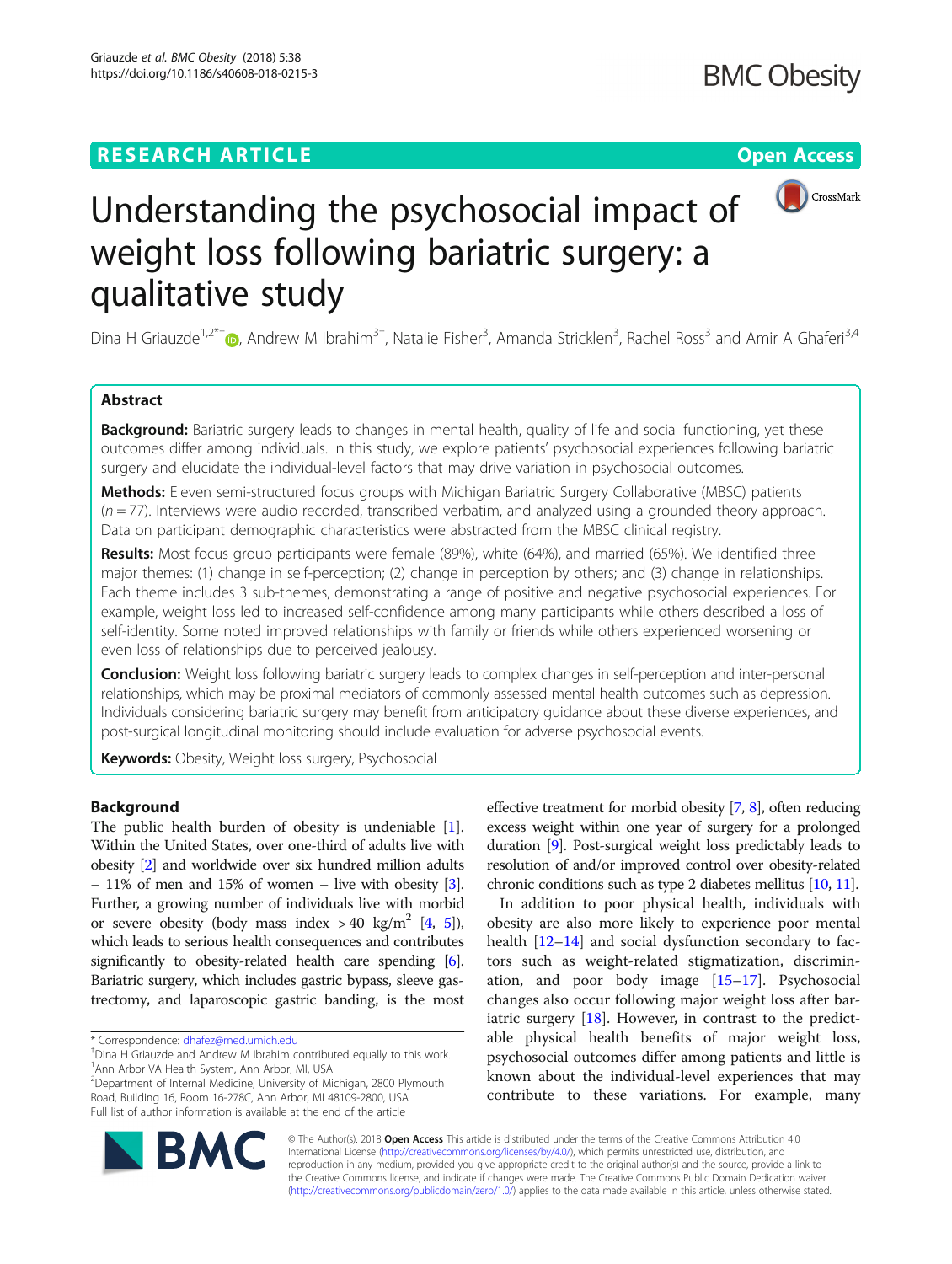# Understanding the psychosocial impact of weight loss following bariatric surgery: a qualitative study

Dina H Griauzde[1,2*†], Andrew M Ibrahim[3†], Natalie Fisher[3], Amanda Stricklen[3], Rachel Ross[3] and Amir A Ghaferi[3,4]

## Abstract

**Background:** Bariatric surgery leads to changes in mental health, quality of life and social functioning, yet these outcomes differ among individuals. In this study, we explore patients' psychosocial experiences following bariatric surgery and elucidate the individual-level factors that may drive variation in psychosocial outcomes.

**Methods:** Eleven semi-structured focus groups with Michigan Bariatric Surgery Collaborative (MBSC) patients ($n = 77$). Interviews were audio recorded, transcribed verbatim, and analyzed using a grounded theory approach. Data on participant demographic characteristics were abstracted from the MBSC clinical registry.

**Results:** Most focus group participants were female (89%), white (64%), and married (65%). We identified three major themes: (1) change in self-perception; (2) change in perception by others; and (3) change in relationships. Each theme includes 3 sub-themes, demonstrating a range of positive and negative psychosocial experiences. For example, weight loss led to increased self-confidence among many participants while others described a loss of self-identity. Some noted improved relationships with family or friends while others experienced worsening or even loss of relationships due to perceived jealousy.

**Conclusion:** Weight loss following bariatric surgery leads to complex changes in self-perception and inter-personal relationships, which may be proximal mediators of commonly assessed mental health outcomes such as depression. Individuals considering bariatric surgery may benefit from anticipatory guidance about these diverse experiences, and post-surgical longitudinal monitoring should include evaluation for adverse psychosocial events.

**Keywords:** Obesity, Weight loss surgery, Psychosocial

## Background

The public health burden of obesity is undeniable [1]. Within the United States, over one-third of adults live with obesity [2] and worldwide over six hundred million adults – 11% of men and 15% of women – live with obesity [3]. Further, a growing number of individuals live with morbid or severe obesity (body mass index > 40 kg/m$^2$ [4, 5]), which leads to serious health consequences and contributes significantly to obesity-related health care spending [6]. Bariatric surgery, which includes gastric bypass, sleeve gastrectomy, and laparoscopic gastric banding, is the most effective treatment for morbid obesity [7, 8], often reducing excess weight within one year of surgery for a prolonged duration [9]. Post-surgical weight loss predictably leads to resolution of and/or improved control over obesity-related chronic conditions such as type 2 diabetes mellitus [10, 11].

In addition to poor physical health, individuals with obesity are also more likely to experience poor mental health [12–14] and social dysfunction secondary to factors such as weight-related stigmatization, discrimination, and poor body image [15–17]. Psychosocial changes also occur following major weight loss after bariatric surgery [18]. However, in contrast to the predictable physical health benefits of major weight loss, psychosocial outcomes differ among patients and little is known about the individual-level experiences that may contribute to these variations. For example, many

\* Correspondence: dhafez@med.umich.edu
†Dina H Griauzde and Andrew M Ibrahim contributed equally to this work.
[1]Ann Arbor VA Health System, Ann Arbor, MI, USA
[2]Department of Internal Medicine, University of Michigan, 2800 Plymouth Road, Building 16, Room 16-278C, Ann Arbor, MI 48109-2800, USA
Full list of author information is available at the end of the article

© The Author(s). 2018 **Open Access** This article is distributed under the terms of the Creative Commons Attribution 4.0 International License (http://creativecommons.org/licenses/by/4.0/), which permits unrestricted use, distribution, and reproduction in any medium, provided you give appropriate credit to the original author(s) and the source, provide a link to the Creative Commons license, and indicate if changes were made. The Creative Commons Public Domain Dedication waiver (http://creativecommons.org/publicdomain/zero/1.0/) applies to the data made available in this article, unless otherwise stated.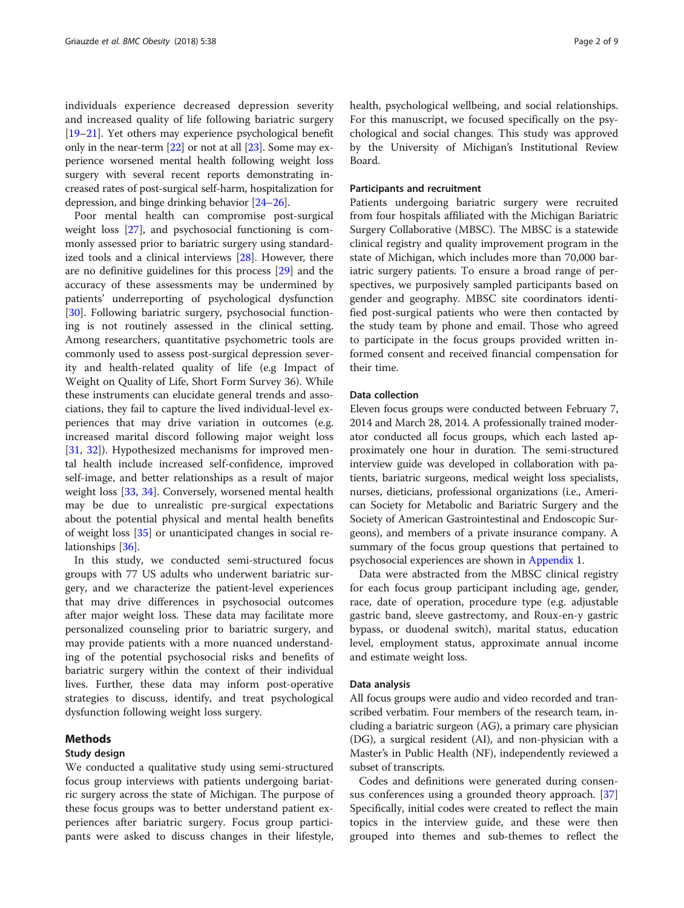individuals experience decreased depression severity and increased quality of life following bariatric surgery [19–21]. Yet others may experience psychological benefit only in the near-term [22] or not at all [23]. Some may experience worsened mental health following weight loss surgery with several recent reports demonstrating increased rates of post-surgical self-harm, hospitalization for depression, and binge drinking behavior [24–26].

Poor mental health can compromise post-surgical weight loss [27], and psychosocial functioning is commonly assessed prior to bariatric surgery using standardized tools and a clinical interviews [28]. However, there are no definitive guidelines for this process [29] and the accuracy of these assessments may be undermined by patients' underreporting of psychological dysfunction [30]. Following bariatric surgery, psychosocial functioning is not routinely assessed in the clinical setting. Among researchers, quantitative psychometric tools are commonly used to assess post-surgical depression severity and health-related quality of life (e.g Impact of Weight on Quality of Life, Short Form Survey 36). While these instruments can elucidate general trends and associations, they fail to capture the lived individual-level experiences that may drive variation in outcomes (e.g. increased marital discord following major weight loss [31, 32]). Hypothesized mechanisms for improved mental health include increased self-confidence, improved self-image, and better relationships as a result of major weight loss [33, 34]. Conversely, worsened mental health may be due to unrealistic pre-surgical expectations about the potential physical and mental health benefits of weight loss [35] or unanticipated changes in social relationships [36].

In this study, we conducted semi-structured focus groups with 77 US adults who underwent bariatric surgery, and we characterize the patient-level experiences that may drive differences in psychosocial outcomes after major weight loss. These data may facilitate more personalized counseling prior to bariatric surgery, and may provide patients with a more nuanced understanding of the potential psychosocial risks and benefits of bariatric surgery within the context of their individual lives. Further, these data may inform post-operative strategies to discuss, identify, and treat psychological dysfunction following weight loss surgery.

## Methods

### Study design

We conducted a qualitative study using semi-structured focus group interviews with patients undergoing bariatric surgery across the state of Michigan. The purpose of these focus groups was to better understand patient experiences after bariatric surgery. Focus group participants were asked to discuss changes in their lifestyle, health, psychological wellbeing, and social relationships. For this manuscript, we focused specifically on the psychological and social changes. This study was approved by the University of Michigan's Institutional Review Board.

### Participants and recruitment

Patients undergoing bariatric surgery were recruited from four hospitals affiliated with the Michigan Bariatric Surgery Collaborative (MBSC). The MBSC is a statewide clinical registry and quality improvement program in the state of Michigan, which includes more than 70,000 bariatric surgery patients. To ensure a broad range of perspectives, we purposively sampled participants based on gender and geography. MBSC site coordinators identified post-surgical patients who were then contacted by the study team by phone and email. Those who agreed to participate in the focus groups provided written informed consent and received financial compensation for their time.

### Data collection

Eleven focus groups were conducted between February 7, 2014 and March 28, 2014. A professionally trained moderator conducted all focus groups, which each lasted approximately one hour in duration. The semi-structured interview guide was developed in collaboration with patients, bariatric surgeons, medical weight loss specialists, nurses, dieticians, professional organizations (i.e., American Society for Metabolic and Bariatric Surgery and the Society of American Gastrointestinal and Endoscopic Surgeons), and members of a private insurance company. A summary of the focus group questions that pertained to psychosocial experiences are shown in Appendix 1.

Data were abstracted from the MBSC clinical registry for each focus group participant including age, gender, race, date of operation, procedure type (e.g. adjustable gastric band, sleeve gastrectomy, and Roux-en-y gastric bypass, or duodenal switch), marital status, education level, employment status, approximate annual income and estimate weight loss.

### Data analysis

All focus groups were audio and video recorded and transcribed verbatim. Four members of the research team, including a bariatric surgeon (AG), a primary care physician (DG), a surgical resident (AI), and non-physician with a Master's in Public Health (NF), independently reviewed a subset of transcripts.

Codes and definitions were generated during consensus conferences using a grounded theory approach. [37] Specifically, initial codes were created to reflect the main topics in the interview guide, and these were then grouped into themes and sub-themes to reflect the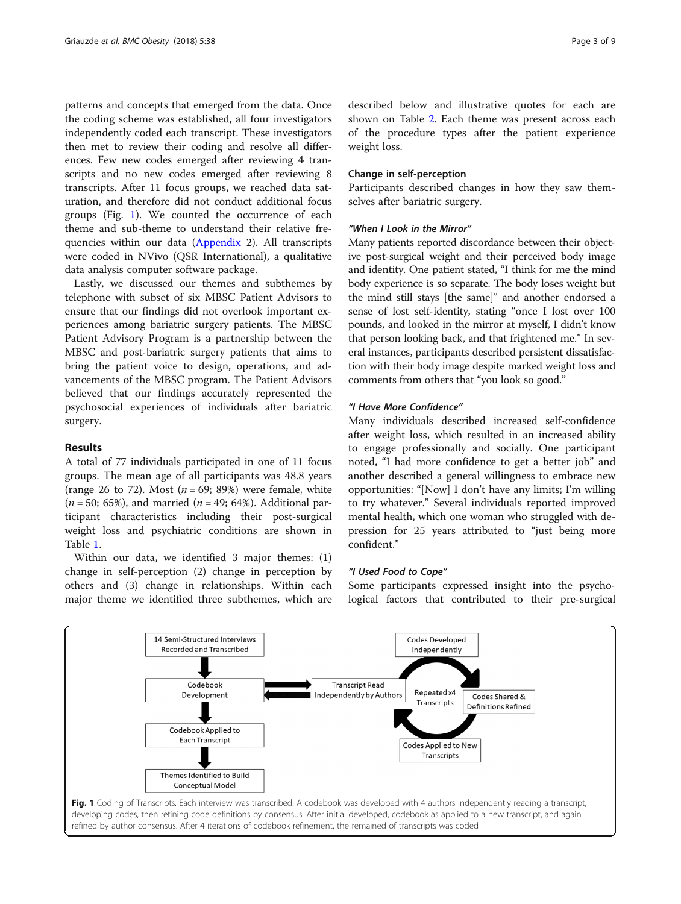patterns and concepts that emerged from the data. Once the coding scheme was established, all four investigators independently coded each transcript. These investigators then met to review their coding and resolve all differences. Few new codes emerged after reviewing 4 transcripts and no new codes emerged after reviewing 8 transcripts. After 11 focus groups, we reached data saturation, and therefore did not conduct additional focus groups (Fig. 1). We counted the occurrence of each theme and sub-theme to understand their relative frequencies within our data (Appendix 2). All transcripts were coded in NVivo (QSR International), a qualitative data analysis computer software package.

Lastly, we discussed our themes and subthemes by telephone with subset of six MBSC Patient Advisors to ensure that our findings did not overlook important experiences among bariatric surgery patients. The MBSC Patient Advisory Program is a partnership between the MBSC and post-bariatric surgery patients that aims to bring the patient voice to design, operations, and advancements of the MBSC program. The Patient Advisors believed that our findings accurately represented the psychosocial experiences of individuals after bariatric surgery.

## Results

A total of 77 individuals participated in one of 11 focus groups. The mean age of all participants was 48.8 years (range 26 to 72). Most ($n = 69$; 89%) were female, white ($n = 50$; 65%), and married ($n = 49$; 64%). Additional participant characteristics including their post-surgical weight loss and psychiatric conditions are shown in Table 1.

Within our data, we identified 3 major themes: (1) change in self-perception (2) change in perception by others and (3) change in relationships. Within each major theme we identified three subthemes, which are described below and illustrative quotes for each are shown on Table 2. Each theme was present across each of the procedure types after the patient experience weight loss.

### Change in self-perception

Participants described changes in how they saw themselves after bariatric surgery.

#### *"When I Look in the Mirror"*

Many patients reported discordance between their objective post-surgical weight and their perceived body image and identity. One patient stated, "I think for me the mind body experience is so separate. The body loses weight but the mind still stays [the same]" and another endorsed a sense of lost self-identity, stating "once I lost over 100 pounds, and looked in the mirror at myself, I didn't know that person looking back, and that frightened me." In several instances, participants described persistent dissatisfaction with their body image despite marked weight loss and comments from others that "you look so good."

#### *"I Have More Confidence"*

Many individuals described increased self-confidence after weight loss, which resulted in an increased ability to engage professionally and socially. One participant noted, "I had more confidence to get a better job" and another described a general willingness to embrace new opportunities: "[Now] I don't have any limits; I'm willing to try whatever." Several individuals reported improved mental health, which one woman who struggled with depression for 25 years attributed to "just being more confident."

#### *"I Used Food to Cope"*

Some participants expressed insight into the psychological factors that contributed to their pre-surgical

**Fig. 1** Coding of Transcripts. Each interview was transcribed. A codebook was developed with 4 authors independently reading a transcript, developing codes, then refining code definitions by consensus. After initial developed, codebook as applied to a new transcript, and again refined by author consensus. After 4 iterations of codebook refinement, the remained of transcripts was coded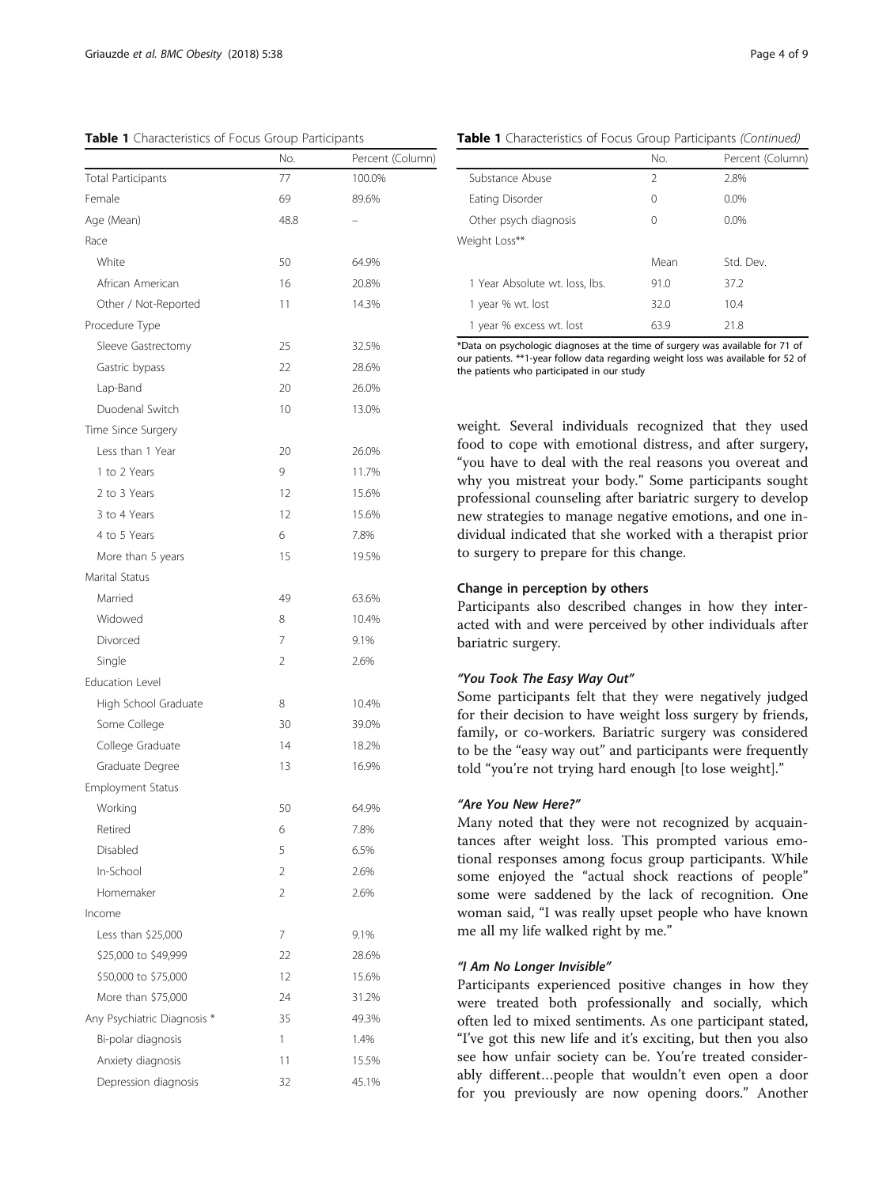**Table 1** Characteristics of Focus Group Participants

| | No. | Percent (Column) |
|---|---|---|
| Total Participants | 77 | 100.0% |
| Female | 69 | 89.6% |
| Age (Mean) | 48.8 | – |
| Race | | |
| White | 50 | 64.9% |
| African American | 16 | 20.8% |
| Other / Not-Reported | 11 | 14.3% |
| Procedure Type | | |
| Sleeve Gastrectomy | 25 | 32.5% |
| Gastric bypass | 22 | 28.6% |
| Lap-Band | 20 | 26.0% |
| Duodenal Switch | 10 | 13.0% |
| Time Since Surgery | | |
| Less than 1 Year | 20 | 26.0% |
| 1 to 2 Years | 9 | 11.7% |
| 2 to 3 Years | 12 | 15.6% |
| 3 to 4 Years | 12 | 15.6% |
| 4 to 5 Years | 6 | 7.8% |
| More than 5 years | 15 | 19.5% |
| Marital Status | | |
| Married | 49 | 63.6% |
| Widowed | 8 | 10.4% |
| Divorced | 7 | 9.1% |
| Single | 2 | 2.6% |
| Education Level | | |
| High School Graduate | 8 | 10.4% |
| Some College | 30 | 39.0% |
| College Graduate | 14 | 18.2% |
| Graduate Degree | 13 | 16.9% |
| Employment Status | | |
| Working | 50 | 64.9% |
| Retired | 6 | 7.8% |
| Disabled | 5 | 6.5% |
| In-School | 2 | 2.6% |
| Homemaker | 2 | 2.6% |
| Income | | |
| Less than $25,000 | 7 | 9.1% |
| $25,000 to $49,999 | 22 | 28.6% |
| $50,000 to $75,000 | 12 | 15.6% |
| More than $75,000 | 24 | 31.2% |
| Any Psychiatric Diagnosis * | 35 | 49.3% |
| Bi-polar diagnosis | 1 | 1.4% |
| Anxiety diagnosis | 11 | 15.5% |
| Depression diagnosis | 32 | 45.1% |
| Substance Abuse | 2 | 2.8% |
| Eating Disorder | 0 | 0.0% |
| Other psych diagnosis | 0 | 0.0% |
| Weight Loss** | | |
| | Mean | Std. Dev. |
| 1 Year Absolute wt. loss, lbs. | 91.0 | 37.2 |
| 1 year % wt. lost | 32.0 | 10.4 |
| 1 year % excess wt. lost | 63.9 | 21.8 |

*Data on psychologic diagnoses at the time of surgery was available for 71 of our patients. **1-year follow data regarding weight loss was available for 52 of the patients who participated in our study

weight. Several individuals recognized that they used food to cope with emotional distress, and after surgery, "you have to deal with the real reasons you overeat and why you mistreat your body." Some participants sought professional counseling after bariatric surgery to develop new strategies to manage negative emotions, and one individual indicated that she worked with a therapist prior to surgery to prepare for this change.

#### Change in perception by others

Participants also described changes in how they interacted with and were perceived by other individuals after bariatric surgery.

##### *"You Took The Easy Way Out"*

Some participants felt that they were negatively judged for their decision to have weight loss surgery by friends, family, or co-workers. Bariatric surgery was considered to be the "easy way out" and participants were frequently told "you're not trying hard enough [to lose weight]."

##### *"Are You New Here?"*

Many noted that they were not recognized by acquaintances after weight loss. This prompted various emotional responses among focus group participants. While some enjoyed the "actual shock reactions of people" some were saddened by the lack of recognition. One woman said, "I was really upset people who have known me all my life walked right by me."

##### *"I Am No Longer Invisible"*

Participants experienced positive changes in how they were treated both professionally and socially, which often led to mixed sentiments. As one participant stated, "I've got this new life and it's exciting, but then you also see how unfair society can be. You're treated considerably different…people that wouldn't even open a door for you previously are now opening doors." Another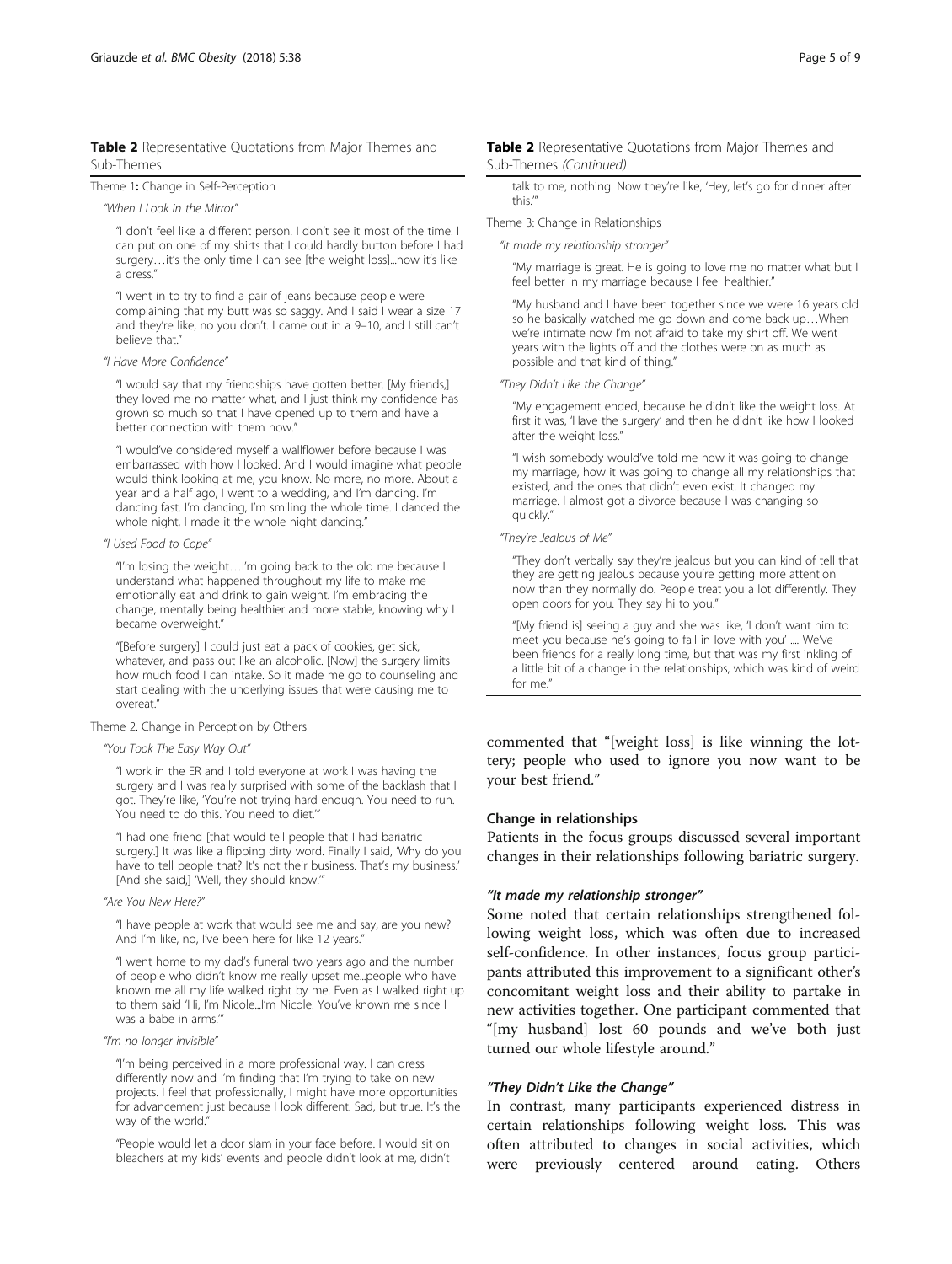**Table 2** Representative Quotations from Major Themes and Sub-Themes

Theme 1**:** Change in Self-Perception

*"When I Look in the Mirror"*

"I don't feel like a different person. I don't see it most of the time. I can put on one of my shirts that I could hardly button before I had surgery…it's the only time I can see [the weight loss]...now it's like a dress."

"I went in to try to find a pair of jeans because people were complaining that my butt was so saggy. And I said I wear a size 17 and they're like, no you don't. I came out in a 9–10, and I still can't believe that."

*"I Have More Confidence"*

"I would say that my friendships have gotten better. [My friends,] they loved me no matter what, and I just think my confidence has grown so much so that I have opened up to them and have a better connection with them now."

"I would've considered myself a wallflower before because I was embarrassed with how I looked. And I would imagine what people would think looking at me, you know. No more, no more. About a year and a half ago, I went to a wedding, and I'm dancing. I'm dancing fast. I'm dancing, I'm smiling the whole time. I danced the whole night, I made it the whole night dancing."

*"I Used Food to Cope"*

"I'm losing the weight…I'm going back to the old me because I understand what happened throughout my life to make me emotionally eat and drink to gain weight. I'm embracing the change, mentally being healthier and more stable, knowing why I became overweight."

"[Before surgery] I could just eat a pack of cookies, get sick, whatever, and pass out like an alcoholic. [Now] the surgery limits how much food I can intake. So it made me go to counseling and start dealing with the underlying issues that were causing me to overeat."

Theme 2. Change in Perception by Others

*"You Took The Easy Way Out"*

"I work in the ER and I told everyone at work I was having the surgery and I was really surprised with some of the backlash that I got. They're like, 'You're not trying hard enough. You need to run. You need to do this. You need to diet.'"

"I had one friend [that would tell people that I had bariatric surgery.] It was like a flipping dirty word. Finally I said, 'Why do you have to tell people that? It's not their business. That's my business.' [And she said,] 'Well, they should know.'"

*"Are You New Here?"*

"I have people at work that would see me and say, are you new? And I'm like, no, I've been here for like 12 years."

"I went home to my dad's funeral two years ago and the number of people who didn't know me really upset me...people who have known me all my life walked right by me. Even as I walked right up to them said 'Hi, I'm Nicole...I'm Nicole. You've known me since I was a babe in arms.'"

*"I'm no longer invisible"*

"I'm being perceived in a more professional way. I can dress differently now and I'm finding that I'm trying to take on new projects. I feel that professionally, I might have more opportunities for advancement just because I look different. Sad, but true. It's the way of the world."

"People would let a door slam in your face before. I would sit on bleachers at my kids' events and people didn't look at me, didn't talk to me, nothing. Now they're like, 'Hey, let's go for dinner after this.'"

Theme 3: Change in Relationships

*"It made my relationship stronger"*

"My marriage is great. He is going to love me no matter what but I feel better in my marriage because I feel healthier."

"My husband and I have been together since we were 16 years old so he basically watched me go down and come back up…When we're intimate now I'm not afraid to take my shirt off. We went years with the lights off and the clothes were on as much as possible and that kind of thing."

*"They Didn't Like the Change"*

"My engagement ended, because he didn't like the weight loss. At first it was, 'Have the surgery' and then he didn't like how I looked after the weight loss."

"I wish somebody would've told me how it was going to change my marriage, how it was going to change all my relationships that existed, and the ones that didn't even exist. It changed my marriage. I almost got a divorce because I was changing so quickly."

*"They're Jealous of Me"*

"They don't verbally say they're jealous but you can kind of tell that they are getting jealous because you're getting more attention now than they normally do. People treat you a lot differently. They open doors for you. They say hi to you."

"[My friend is] seeing a guy and she was like, 'I don't want him to meet you because he's going to fall in love with you' .... We've been friends for a really long time, but that was my first inkling of a little bit of a change in the relationships, which was kind of weird for me."

commented that "[weight loss] is like winning the lottery; people who used to ignore you now want to be your best friend."

### Change in relationships

Patients in the focus groups discussed several important changes in their relationships following bariatric surgery.

#### *"It made my relationship stronger"*

Some noted that certain relationships strengthened following weight loss, which was often due to increased self-confidence. In other instances, focus group participants attributed this improvement to a significant other's concomitant weight loss and their ability to partake in new activities together. One participant commented that "[my husband] lost 60 pounds and we've both just turned our whole lifestyle around."

#### *"They Didn't Like the Change"*

In contrast, many participants experienced distress in certain relationships following weight loss. This was often attributed to changes in social activities, which were previously centered around eating. Others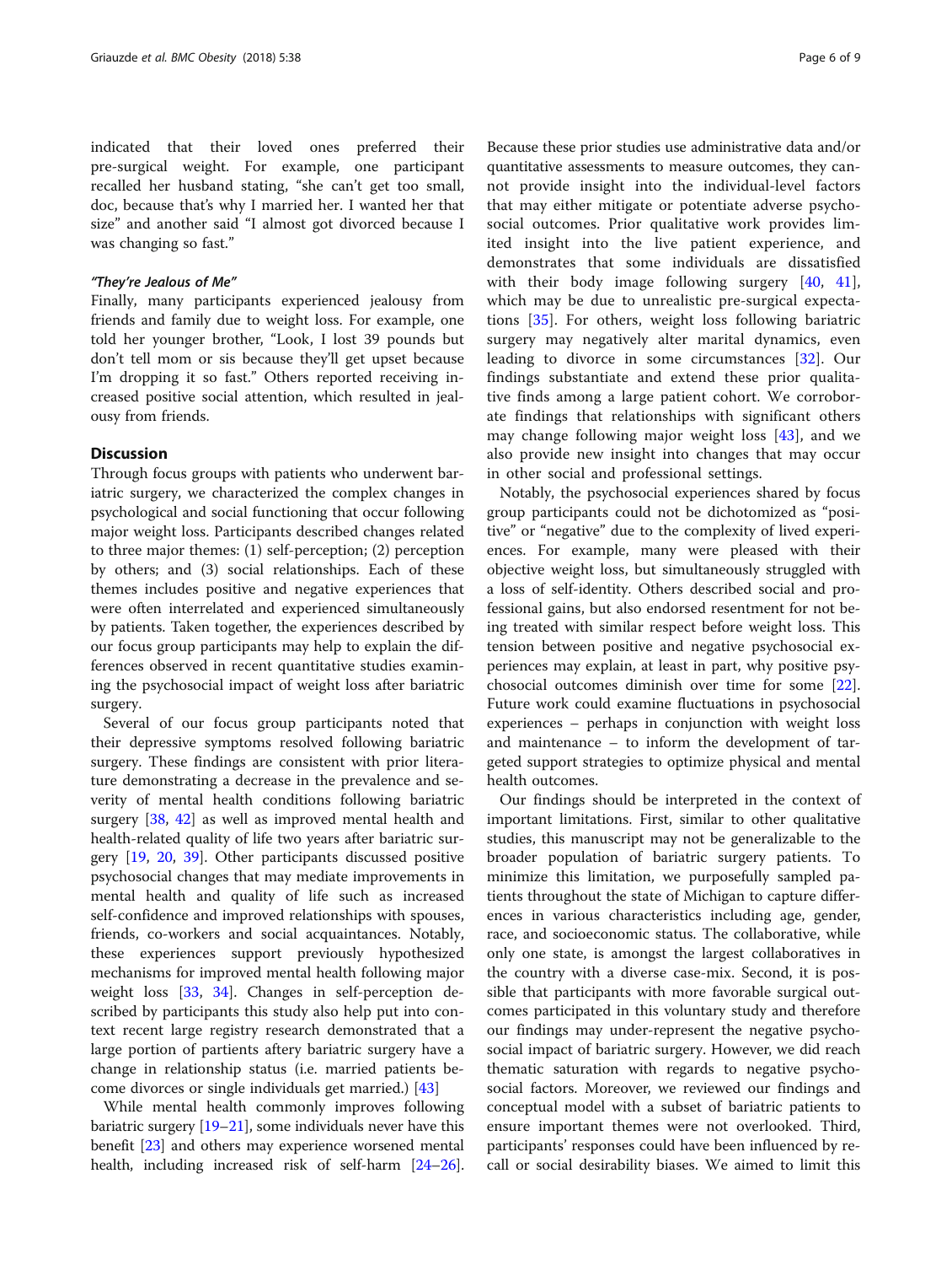indicated that their loved ones preferred their pre-surgical weight. For example, one participant recalled her husband stating, "she can't get too small, doc, because that's why I married her. I wanted her that size" and another said "I almost got divorced because I was changing so fast."

#### *"They're Jealous of Me"*

Finally, many participants experienced jealousy from friends and family due to weight loss. For example, one told her younger brother, "Look, I lost 39 pounds but don't tell mom or sis because they'll get upset because I'm dropping it so fast." Others reported receiving increased positive social attention, which resulted in jealousy from friends.

## Discussion

Through focus groups with patients who underwent bariatric surgery, we characterized the complex changes in psychological and social functioning that occur following major weight loss. Participants described changes related to three major themes: (1) self-perception; (2) perception by others; and (3) social relationships. Each of these themes includes positive and negative experiences that were often interrelated and experienced simultaneously by patients. Taken together, the experiences described by our focus group participants may help to explain the differences observed in recent quantitative studies examining the psychosocial impact of weight loss after bariatric surgery.

Several of our focus group participants noted that their depressive symptoms resolved following bariatric surgery. These findings are consistent with prior literature demonstrating a decrease in the prevalence and severity of mental health conditions following bariatric surgery [38, 42] as well as improved mental health and health-related quality of life two years after bariatric surgery [19, 20, 39]. Other participants discussed positive psychosocial changes that may mediate improvements in mental health and quality of life such as increased self-confidence and improved relationships with spouses, friends, co-workers and social acquaintances. Notably, these experiences support previously hypothesized mechanisms for improved mental health following major weight loss [33, 34]. Changes in self-perception described by participants this study also help put into context recent large registry research demonstrated that a large portion of partients aftery bariatric surgery have a change in relationship status (i.e. married patients become divorces or single individuals get married.) [43]

While mental health commonly improves following bariatric surgery [19–21], some individuals never have this benefit [23] and others may experience worsened mental health, including increased risk of self-harm [24–26]. Because these prior studies use administrative data and/or quantitative assessments to measure outcomes, they cannot provide insight into the individual-level factors that may either mitigate or potentiate adverse psychosocial outcomes. Prior qualitative work provides limited insight into the live patient experience, and demonstrates that some individuals are dissatisfied with their body image following surgery [40, 41], which may be due to unrealistic pre-surgical expectations [35]. For others, weight loss following bariatric surgery may negatively alter marital dynamics, even leading to divorce in some circumstances [32]. Our findings substantiate and extend these prior qualitative finds among a large patient cohort. We corroborate findings that relationships with significant others may change following major weight loss [43], and we also provide new insight into changes that may occur in other social and professional settings.

Notably, the psychosocial experiences shared by focus group participants could not be dichotomized as "positive" or "negative" due to the complexity of lived experiences. For example, many were pleased with their objective weight loss, but simultaneously struggled with a loss of self-identity. Others described social and professional gains, but also endorsed resentment for not being treated with similar respect before weight loss. This tension between positive and negative psychosocial experiences may explain, at least in part, why positive psychosocial outcomes diminish over time for some [22]. Future work could examine fluctuations in psychosocial experiences – perhaps in conjunction with weight loss and maintenance – to inform the development of targeted support strategies to optimize physical and mental health outcomes.

Our findings should be interpreted in the context of important limitations. First, similar to other qualitative studies, this manuscript may not be generalizable to the broader population of bariatric surgery patients. To minimize this limitation, we purposefully sampled patients throughout the state of Michigan to capture differences in various characteristics including age, gender, race, and socioeconomic status. The collaborative, while only one state, is amongst the largest collaboratives in the country with a diverse case-mix. Second, it is possible that participants with more favorable surgical outcomes participated in this voluntary study and therefore our findings may under-represent the negative psychosocial impact of bariatric surgery. However, we did reach thematic saturation with regards to negative psychosocial factors. Moreover, we reviewed our findings and conceptual model with a subset of bariatric patients to ensure important themes were not overlooked. Third, participants' responses could have been influenced by recall or social desirability biases. We aimed to limit this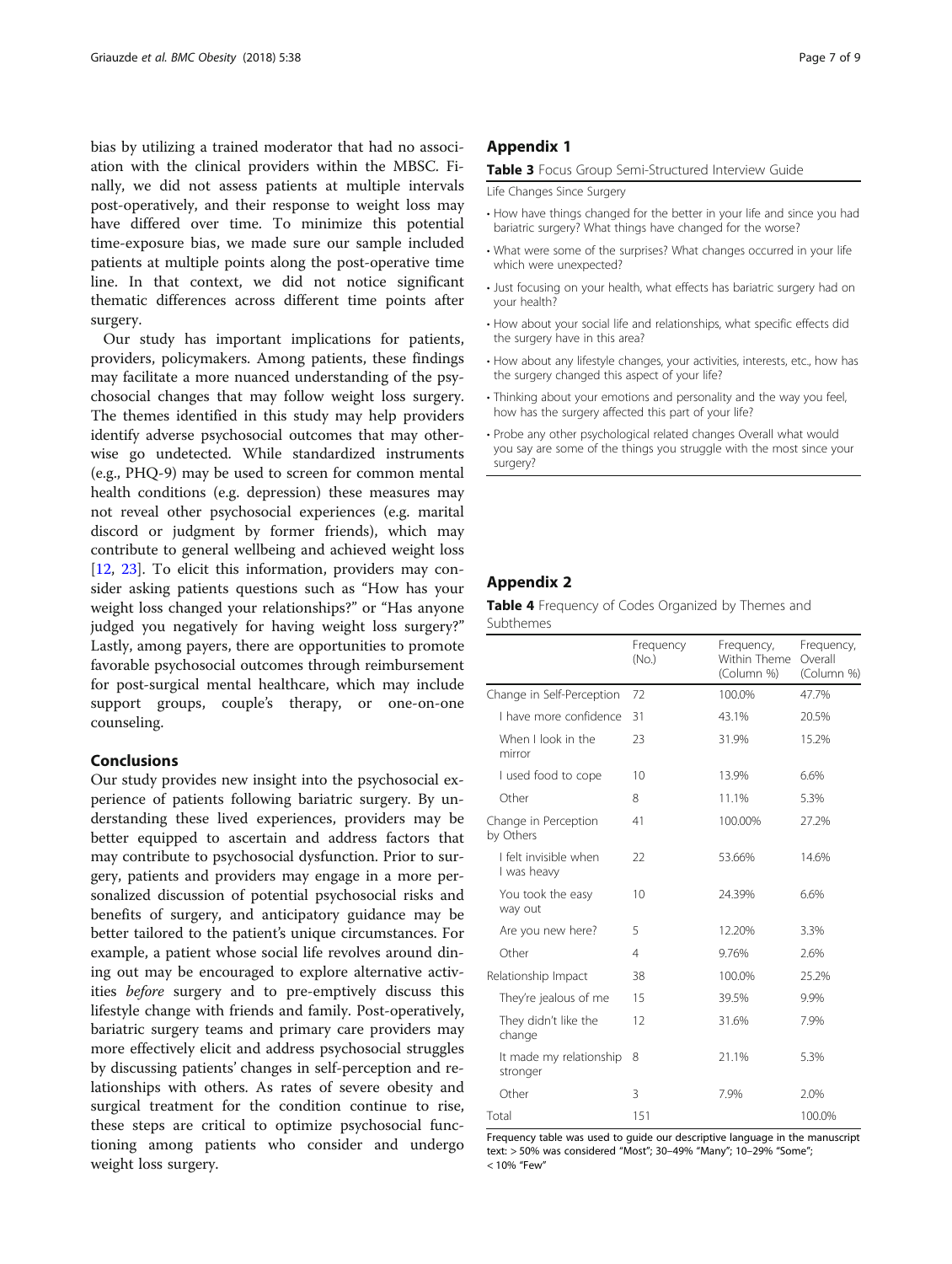bias by utilizing a trained moderator that had no association with the clinical providers within the MBSC. Finally, we did not assess patients at multiple intervals post-operatively, and their response to weight loss may have differed over time. To minimize this potential time-exposure bias, we made sure our sample included patients at multiple points along the post-operative time line. In that context, we did not notice significant thematic differences across different time points after surgery.

Our study has important implications for patients, providers, policymakers. Among patients, these findings may facilitate a more nuanced understanding of the psychosocial changes that may follow weight loss surgery. The themes identified in this study may help providers identify adverse psychosocial outcomes that may otherwise go undetected. While standardized instruments (e.g., PHQ-9) may be used to screen for common mental health conditions (e.g. depression) these measures may not reveal other psychosocial experiences (e.g. marital discord or judgment by former friends), which may contribute to general wellbeing and achieved weight loss [12, 23]. To elicit this information, providers may consider asking patients questions such as "How has your weight loss changed your relationships?" or "Has anyone judged you negatively for having weight loss surgery?" Lastly, among payers, there are opportunities to promote favorable psychosocial outcomes through reimbursement for post-surgical mental healthcare, which may include support groups, couple's therapy, or one-on-one counseling.

## Conclusions

Our study provides new insight into the psychosocial experience of patients following bariatric surgery. By understanding these lived experiences, providers may be better equipped to ascertain and address factors that may contribute to psychosocial dysfunction. Prior to surgery, patients and providers may engage in a more personalized discussion of potential psychosocial risks and benefits of surgery, and anticipatory guidance may be better tailored to the patient's unique circumstances. For example, a patient whose social life revolves around dining out may be encouraged to explore alternative activities *before* surgery and to pre-emptively discuss this lifestyle change with friends and family. Post-operatively, bariatric surgery teams and primary care providers may more effectively elicit and address psychosocial struggles by discussing patients' changes in self-perception and relationships with others. As rates of severe obesity and surgical treatment for the condition continue to rise, these steps are critical to optimize psychosocial functioning among patients who consider and undergo weight loss surgery.

## Appendix 1

**Table 3** Focus Group Semi-Structured Interview Guide

Life Changes Since Surgery

- How have things changed for the better in your life and since you had bariatric surgery? What things have changed for the worse?
- What were some of the surprises? What changes occurred in your life which were unexpected?
- Just focusing on your health, what effects has bariatric surgery had on your health?
- How about your social life and relationships, what specific effects did the surgery have in this area?
- How about any lifestyle changes, your activities, interests, etc., how has the surgery changed this aspect of your life?
- Thinking about your emotions and personality and the way you feel, how has the surgery affected this part of your life?
- Probe any other psychological related changes Overall what would you say are some of the things you struggle with the most since your surgery?

## Appendix 2

**Table 4** Frequency of Codes Organized by Themes and Subthemes

| | Frequency (No.) | Frequency, Within Theme (Column %) | Frequency, Overall (Column %) |
|---|---|---|---|
| Change in Self-Perception | 72 | 100.0% | 47.7% |
| I have more confidence | 31 | 43.1% | 20.5% |
| When I look in the mirror | 23 | 31.9% | 15.2% |
| I used food to cope | 10 | 13.9% | 6.6% |
| Other | 8 | 11.1% | 5.3% |
| Change in Perception by Others | 41 | 100.00% | 27.2% |
| I felt invisible when I was heavy | 22 | 53.66% | 14.6% |
| You took the easy way out | 10 | 24.39% | 6.6% |
| Are you new here? | 5 | 12.20% | 3.3% |
| Other | 4 | 9.76% | 2.6% |
| Relationship Impact | 38 | 100.0% | 25.2% |
| They're jealous of me | 15 | 39.5% | 9.9% |
| They didn't like the change | 12 | 31.6% | 7.9% |
| It made my relationship stronger | 8 | 21.1% | 5.3% |
| Other | 3 | 7.9% | 2.0% |
| Total | 151 | | 100.0% |

Frequency table was used to guide our descriptive language in the manuscript text: > 50% was considered "Most"; 30–49% "Many"; 10–29% "Some"; < 10% "Few"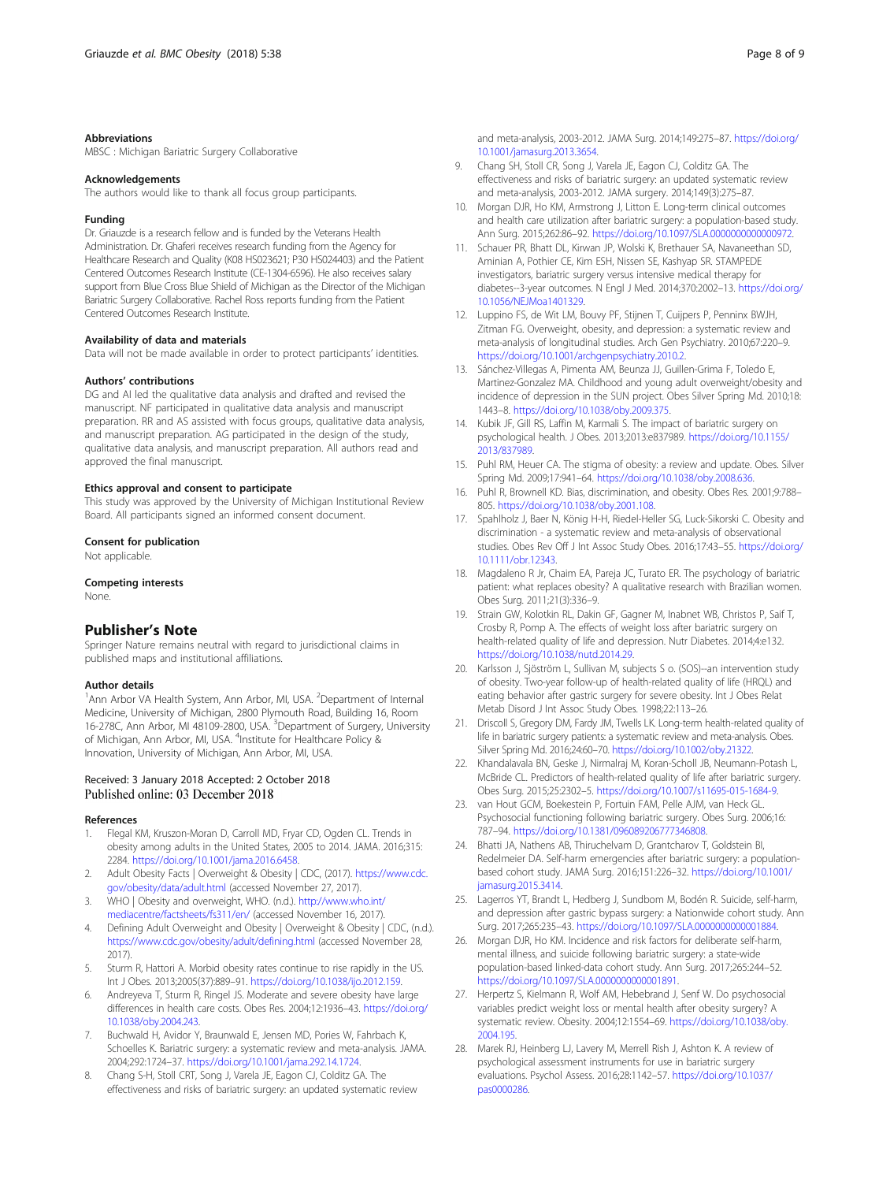## Abbreviations

MBSC : Michigan Bariatric Surgery Collaborative

## Acknowledgements

The authors would like to thank all focus group participants.

## Funding

Dr. Griauzde is a research fellow and is funded by the Veterans Health Administration. Dr. Ghaferi receives research funding from the Agency for Healthcare Research and Quality (K08 HS023621; P30 HS024403) and the Patient Centered Outcomes Research Institute (CE-1304-6596). He also receives salary support from Blue Cross Blue Shield of Michigan as the Director of the Michigan Bariatric Surgery Collaborative. Rachel Ross reports funding from the Patient Centered Outcomes Research Institute.

## Availability of data and materials

Data will not be made available in order to protect participants' identities.

## Authors' contributions

DG and AI led the qualitative data analysis and drafted and revised the manuscript. NF participated in qualitative data analysis and manuscript preparation. RR and AS assisted with focus groups, qualitative data analysis, and manuscript preparation. AG participated in the design of the study, qualitative data analysis, and manuscript preparation. All authors read and approved the final manuscript.

## Ethics approval and consent to participate

This study was approved by the University of Michigan Institutional Review Board. All participants signed an informed consent document.

## Consent for publication

Not applicable.

## Competing interests

None.

# Publisher's Note

Springer Nature remains neutral with regard to jurisdictional claims in published maps and institutional affiliations.

## Author details

[1]Ann Arbor VA Health System, Ann Arbor, MI, USA. [2]Department of Internal Medicine, University of Michigan, 2800 Plymouth Road, Building 16, Room 16-278C, Ann Arbor, MI 48109-2800, USA. [3]Department of Surgery, University of Michigan, Ann Arbor, MI, USA. [4]Institute for Healthcare Policy & Innovation, University of Michigan, Ann Arbor, MI, USA.

Received: 3 January 2018 Accepted: 2 October 2018
Published online: 03 December 2018

## References

1. Flegal KM, Kruszon-Moran D, Carroll MD, Fryar CD, Ogden CL. Trends in obesity among adults in the United States, 2005 to 2014. JAMA. 2016;315: 2284. https://doi.org/10.1001/jama.2016.6458.
2. Adult Obesity Facts | Overweight & Obesity | CDC, (2017). https://www.cdc.gov/obesity/data/adult.html (accessed November 27, 2017).
3. WHO | Obesity and overweight, WHO. (n.d.). http://www.who.int/mediacentre/factsheets/fs311/en/ (accessed November 16, 2017).
4. Defining Adult Overweight and Obesity | Overweight & Obesity | CDC, (n.d.). https://www.cdc.gov/obesity/adult/defining.html (accessed November 28, 2017).
5. Sturm R, Hattori A. Morbid obesity rates continue to rise rapidly in the US. Int J Obes. 2013;2005(37):889–91. https://doi.org/10.1038/ijo.2012.159.
6. Andreyeva T, Sturm R, Ringel JS. Moderate and severe obesity have large differences in health care costs. Obes Res. 2004;12:1936–43. https://doi.org/10.1038/oby.2004.243.
7. Buchwald H, Avidor Y, Braunwald E, Jensen MD, Pories W, Fahrbach K, Schoelles K. Bariatric surgery: a systematic review and meta-analysis. JAMA. 2004;292:1724–37. https://doi.org/10.1001/jama.292.14.1724.
8. Chang S-H, Stoll CRT, Song J, Varela JE, Eagon CJ, Colditz GA. The effectiveness and risks of bariatric surgery: an updated systematic review and meta-analysis, 2003-2012. JAMA Surg. 2014;149:275–87. https://doi.org/10.1001/jamasurg.2013.3654.
9. Chang SH, Stoll CR, Song J, Varela JE, Eagon CJ, Colditz GA. The effectiveness and risks of bariatric surgery: an updated systematic review and meta-analysis, 2003-2012. JAMA surgery. 2014;149(3):275–87.
10. Morgan DJR, Ho KM, Armstrong J, Litton E. Long-term clinical outcomes and health care utilization after bariatric surgery: a population-based study. Ann Surg. 2015;262:86–92. https://doi.org/10.1097/SLA.0000000000000972.
11. Schauer PR, Bhatt DL, Kirwan JP, Wolski K, Brethauer SA, Navaneethan SD, Aminian A, Pothier CE, Kim ESH, Nissen SE, Kashyap SR. STAMPEDE investigators, bariatric surgery versus intensive medical therapy for diabetes--3-year outcomes. N Engl J Med. 2014;370:2002–13. https://doi.org/10.1056/NEJMoa1401329.
12. Luppino FS, de Wit LM, Bouvy PF, Stijnen T, Cuijpers P, Penninx BWJH, Zitman FG. Overweight, obesity, and depression: a systematic review and meta-analysis of longitudinal studies. Arch Gen Psychiatry. 2010;67:220–9. https://doi.org/10.1001/archgenpsychiatry.2010.2.
13. Sánchez-Villegas A, Pimenta AM, Beunza JJ, Guillen-Grima F, Toledo E, Martinez-Gonzalez MA. Childhood and young adult overweight/obesity and incidence of depression in the SUN project. Obes Silver Spring Md. 2010;18: 1443–8. https://doi.org/10.1038/oby.2009.375.
14. Kubik JF, Gill RS, Laffin M, Karmali S. The impact of bariatric surgery on psychological health. J Obes. 2013;2013:e837989. https://doi.org/10.1155/2013/837989.
15. Puhl RM, Heuer CA. The stigma of obesity: a review and update. Obes. Silver Spring Md. 2009;17:941–64. https://doi.org/10.1038/oby.2008.636.
16. Puhl R, Brownell KD. Bias, discrimination, and obesity. Obes Res. 2001;9:788–805. https://doi.org/10.1038/oby.2001.108.
17. Spahlholz J, Baer N, König H-H, Riedel-Heller SG, Luck-Sikorski C. Obesity and discrimination - a systematic review and meta-analysis of observational studies. Obes Rev Off J Int Assoc Study Obes. 2016;17:43–55. https://doi.org/10.1111/obr.12343.
18. Magdaleno R Jr, Chaim EA, Pareja JC, Turato ER. The psychology of bariatric patient: what replaces obesity? A qualitative research with Brazilian women. Obes Surg. 2011;21(3):336–9.
19. Strain GW, Kolotkin RL, Dakin GF, Gagner M, Inabnet WB, Christos P, Saif T, Crosby R, Pomp A. The effects of weight loss after bariatric surgery on health-related quality of life and depression. Nutr Diabetes. 2014;4:e132. https://doi.org/10.1038/nutd.2014.29.
20. Karlsson J, Sjöström L, Sullivan M, subjects S o. (SOS)--an intervention study of obesity. Two-year follow-up of health-related quality of life (HRQL) and eating behavior after gastric surgery for severe obesity. Int J Obes Relat Metab Disord J Int Assoc Study Obes. 1998;22:113–26.
21. Driscoll S, Gregory DM, Fardy JM, Twells LK. Long-term health-related quality of life in bariatric surgery patients: a systematic review and meta-analysis. Obes. Silver Spring Md. 2016;24:60–70. https://doi.org/10.1002/oby.21322.
22. Khandalavala BN, Geske J, Nirmalraj M, Koran-Scholl JB, Neumann-Potash L, McBride CL. Predictors of health-related quality of life after bariatric surgery. Obes Surg. 2015;25:2302–5. https://doi.org/10.1007/s11695-015-1684-9.
23. van Hout GCM, Boekestein P, Fortuin FAM, Pelle AJM, van Heck GL. Psychosocial functioning following bariatric surgery. Obes Surg. 2006;16: 787–94. https://doi.org/10.1381/096089206777346808.
24. Bhatti JA, Nathens AB, Thiruchelvam D, Grantcharov T, Goldstein BI, Redelmeier DA. Self-harm emergencies after bariatric surgery: a population-based cohort study. JAMA Surg. 2016;151:226–32. https://doi.org/10.1001/jamasurg.2015.3414.
25. Lagerros YT, Brandt L, Hedberg J, Sundbom M, Bodén R. Suicide, self-harm, and depression after gastric bypass surgery: a Nationwide cohort study. Ann Surg. 2017;265:235–43. https://doi.org/10.1097/SLA.0000000000001884.
26. Morgan DJR, Ho KM. Incidence and risk factors for deliberate self-harm, mental illness, and suicide following bariatric surgery: a state-wide population-based linked-data cohort study. Ann Surg. 2017;265:244–52. https://doi.org/10.1097/SLA.0000000000001891.
27. Herpertz S, Kielmann R, Wolf AM, Hebebrand J, Senf W. Do psychosocial variables predict weight loss or mental health after obesity surgery? A systematic review. Obesity. 2004;12:1554–69. https://doi.org/10.1038/oby.2004.195.
28. Marek RJ, Heinberg LJ, Lavery M, Merrell Rish J, Ashton K. A review of psychological assessment instruments for use in bariatric surgery evaluations. Psychol Assess. 2016;28:1142–57. https://doi.org/10.1037/pas0000286.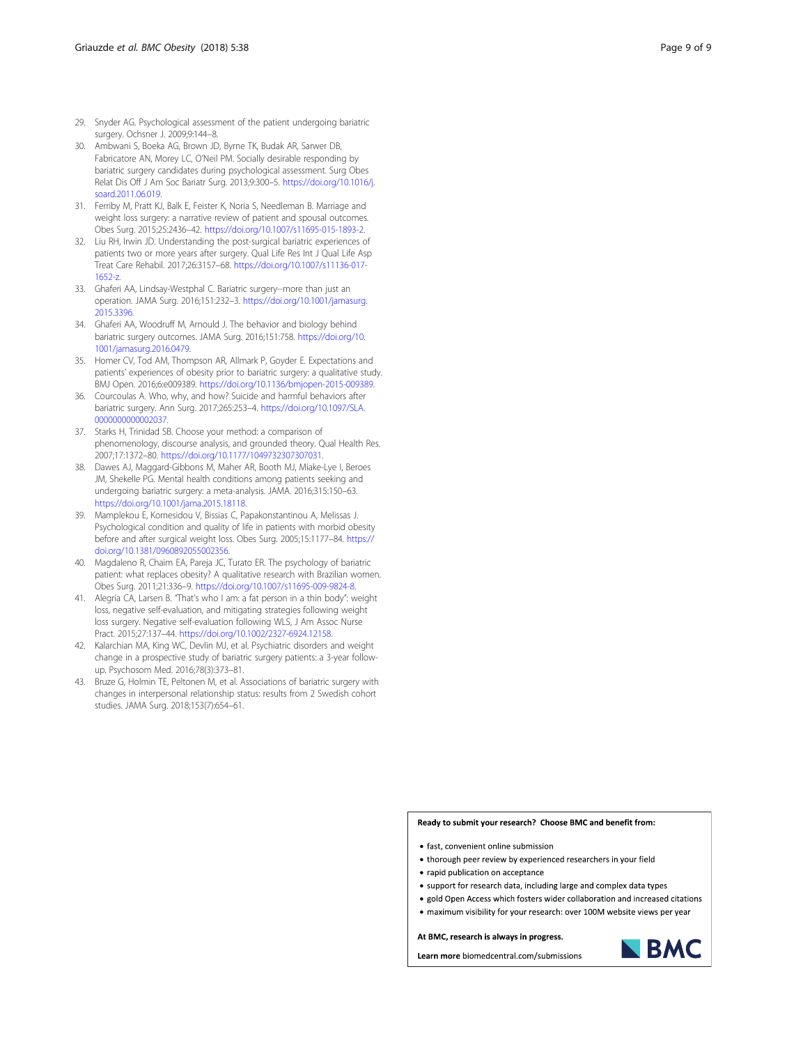29. Snyder AG. Psychological assessment of the patient undergoing bariatric surgery. Ochsner J. 2009;9:144–8.
30. Ambwani S, Boeka AG, Brown JD, Byrne TK, Budak AR, Sarwer DB, Fabricatore AN, Morey LC, O'Neil PM. Socially desirable responding by bariatric surgery candidates during psychological assessment. Surg Obes Relat Dis Off J Am Soc Bariatr Surg. 2013;9:300–5. https://doi.org/10.1016/j.soard.2011.06.019.
31. Ferriby M, Pratt KJ, Balk E, Feister K, Noria S, Needleman B. Marriage and weight loss surgery: a narrative review of patient and spousal outcomes. Obes Surg. 2015;25:2436–42. https://doi.org/10.1007/s11695-015-1893-2.
32. Liu RH, Irwin JD. Understanding the post-surgical bariatric experiences of patients two or more years after surgery. Qual Life Res Int J Qual Life Asp Treat Care Rehabil. 2017;26:3157–68. https://doi.org/10.1007/s11136-017-1652-z.
33. Ghaferi AA, Lindsay-Westphal C. Bariatric surgery--more than just an operation. JAMA Surg. 2016;151:232–3. https://doi.org/10.1001/jamasurg.2015.3396.
34. Ghaferi AA, Woodruff M, Arnould J. The behavior and biology behind bariatric surgery outcomes. JAMA Surg. 2016;151:758. https://doi.org/10.1001/jamasurg.2016.0479.
35. Homer CV, Tod AM, Thompson AR, Allmark P, Goyder E. Expectations and patients' experiences of obesity prior to bariatric surgery: a qualitative study. BMJ Open. 2016;6:e009389. https://doi.org/10.1136/bmjopen-2015-009389.
36. Courcoulas A. Who, why, and how? Suicide and harmful behaviors after bariatric surgery. Ann Surg. 2017;265:253–4. https://doi.org/10.1097/SLA.0000000000002037.
37. Starks H, Trinidad SB. Choose your method: a comparison of phenomenology, discourse analysis, and grounded theory. Qual Health Res. 2007;17:1372–80. https://doi.org/10.1177/1049732307307031.
38. Dawes AJ, Maggard-Gibbons M, Maher AR, Booth MJ, Miake-Lye I, Beroes JM, Shekelle PG. Mental health conditions among patients seeking and undergoing bariatric surgery: a meta-analysis. JAMA. 2016;315:150–63. https://doi.org/10.1001/jama.2015.18118.
39. Mamplekou E, Komesidou V, Bissias C, Papakonstantinou A, Melissas J. Psychological condition and quality of life in patients with morbid obesity before and after surgical weight loss. Obes Surg. 2005;15:1177–84. https://doi.org/10.1381/0960892055002356.
40. Magdaleno R, Chaim EA, Pareja JC, Turato ER. The psychology of bariatric patient: what replaces obesity? A qualitative research with Brazilian women. Obes Surg. 2011;21:336–9. https://doi.org/10.1007/s11695-009-9824-8.
41. Alegría CA, Larsen B. "That's who I am: a fat person in a thin body": weight loss, negative self-evaluation, and mitigating strategies following weight loss surgery. Negative self-evaluation following WLS, J Am Assoc Nurse Pract. 2015;27:137–44. https://doi.org/10.1002/2327-6924.12158.
42. Kalarchian MA, King WC, Devlin MJ, et al. Psychiatric disorders and weight change in a prospective study of bariatric surgery patients: a 3-year follow-up. Psychosom Med. 2016;78(3):373–81.
43. Bruze G, Holmin TE, Peltonen M, et al. Associations of bariatric surgery with changes in interpersonal relationship status: results from 2 Swedish cohort studies. JAMA Surg. 2018;153(7):654–61.

**Ready to submit your research? Choose BMC and benefit from:**

- fast, convenient online submission
- thorough peer review by experienced researchers in your field
- rapid publication on acceptance
- support for research data, including large and complex data types
- gold Open Access which fosters wider collaboration and increased citations
- maximum visibility for your research: over 100M website views per year

**At BMC, research is always in progress.**

**Learn more** biomedcentral.com/submissions

BMC